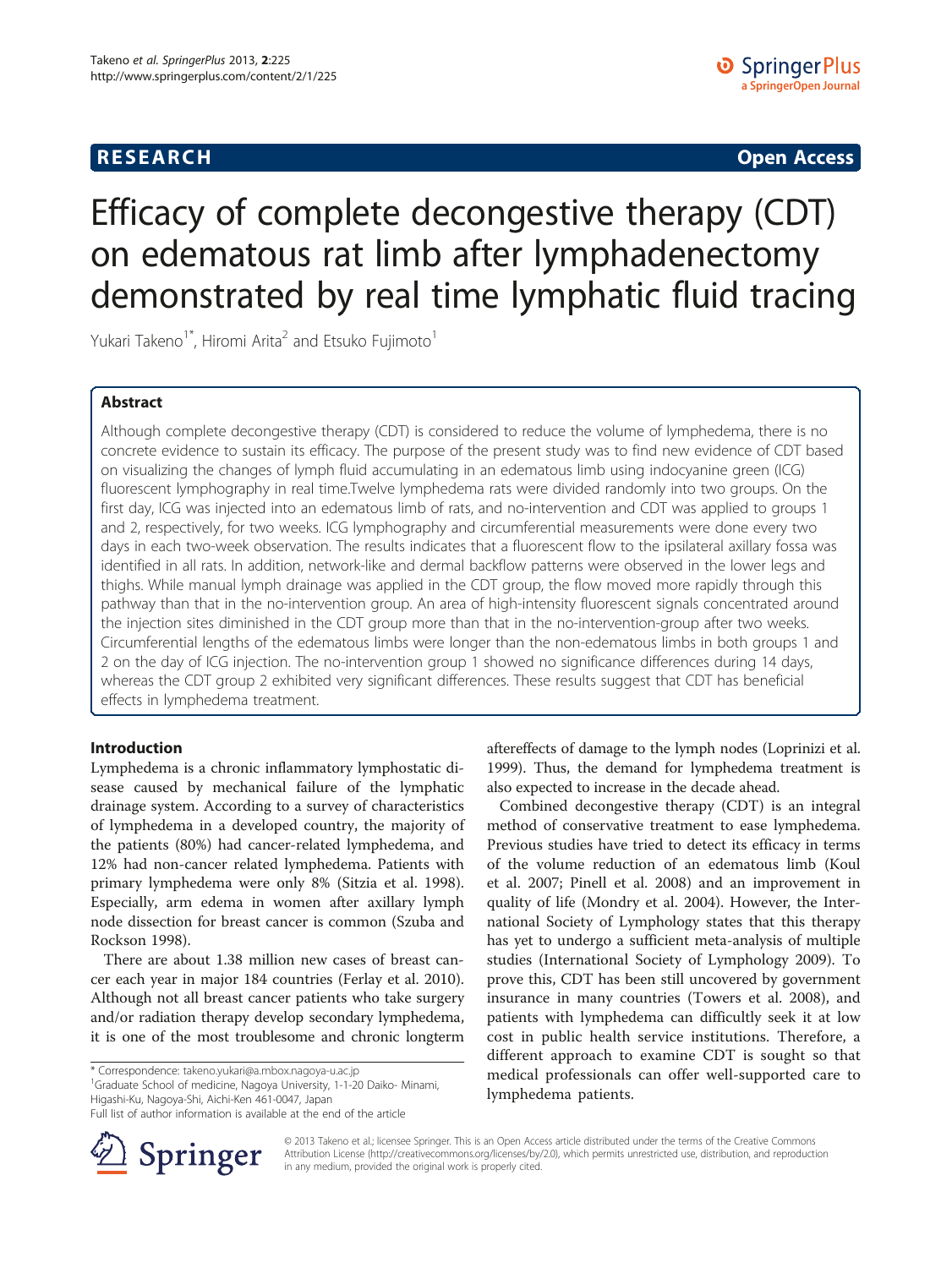**RESEARCH** **Open Access**

# Efficacy of complete decongestive therapy (CDT) on edematous rat limb after lymphadenectomy demonstrated by real time lymphatic fluid tracing

Yukari Takeno[1*], Hiromi Arita[2] and Etsuko Fujimoto[1]

## Abstract

Although complete decongestive therapy (CDT) is considered to reduce the volume of lymphedema, there is no concrete evidence to sustain its efficacy. The purpose of the present study was to find new evidence of CDT based on visualizing the changes of lymph fluid accumulating in an edematous limb using indocyanine green (ICG) fluorescent lymphography in real time.Twelve lymphedema rats were divided randomly into two groups. On the first day, ICG was injected into an edematous limb of rats, and no-intervention and CDT was applied to groups 1 and 2, respectively, for two weeks. ICG lymphography and circumferential measurements were done every two days in each two-week observation. The results indicates that a fluorescent flow to the ipsilateral axillary fossa was identified in all rats. In addition, network-like and dermal backflow patterns were observed in the lower legs and thighs. While manual lymph drainage was applied in the CDT group, the flow moved more rapidly through this pathway than that in the no-intervention group. An area of high-intensity fluorescent signals concentrated around the injection sites diminished in the CDT group more than that in the no-intervention-group after two weeks. Circumferential lengths of the edematous limbs were longer than the non-edematous limbs in both groups 1 and 2 on the day of ICG injection. The no-intervention group 1 showed no significance differences during 14 days, whereas the CDT group 2 exhibited very significant differences. These results suggest that CDT has beneficial effects in lymphedema treatment.

## Introduction

Lymphedema is a chronic inflammatory lymphostatic disease caused by mechanical failure of the lymphatic drainage system. According to a survey of characteristics of lymphedema in a developed country, the majority of the patients (80%) had cancer-related lymphedema, and 12% had non-cancer related lymphedema. Patients with primary lymphedema were only 8% (Sitzia et al. 1998). Especially, arm edema in women after axillary lymph node dissection for breast cancer is common (Szuba and Rockson 1998).

There are about 1.38 million new cases of breast cancer each year in major 184 countries (Ferlay et al. 2010). Although not all breast cancer patients who take surgery and/or radiation therapy develop secondary lymphedema, it is one of the most troublesome and chronic longterm aftereffects of damage to the lymph nodes (Loprinizi et al. 1999). Thus, the demand for lymphedema treatment is also expected to increase in the decade ahead.

Combined decongestive therapy (CDT) is an integral method of conservative treatment to ease lymphedema. Previous studies have tried to detect its efficacy in terms of the volume reduction of an edematous limb (Koul et al. 2007; Pinell et al. 2008) and an improvement in quality of life (Mondry et al. 2004). However, the International Society of Lymphology states that this therapy has yet to undergo a sufficient meta-analysis of multiple studies (International Society of Lymphology 2009). To prove this, CDT has been still uncovered by government insurance in many countries (Towers et al. 2008), and patients with lymphedema can difficultly seek it at low cost in public health service institutions. Therefore, a different approach to examine CDT is sought so that medical professionals can offer well-supported care to lymphedema patients.

\* Correspondence: takeno.yukari@a.mbox.nagoya-u.ac.jp
[1]Graduate School of medicine, Nagoya University, 1-1-20 Daiko- Minami, Higashi-Ku, Nagoya-Shi, Aichi-Ken 461-0047, Japan
Full list of author information is available at the end of the article

© 2013 Takeno et al.; licensee Springer. This is an Open Access article distributed under the terms of the Creative Commons Attribution License (http://creativecommons.org/licenses/by/2.0), which permits unrestricted use, distribution, and reproduction in any medium, provided the original work is properly cited.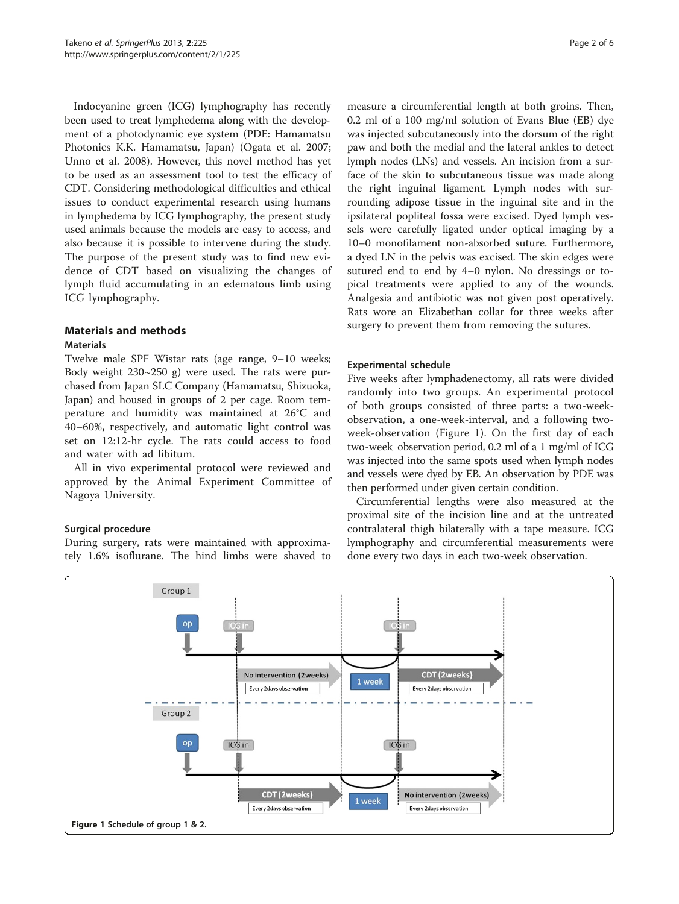Indocyanine green (ICG) lymphography has recently been used to treat lymphedema along with the development of a photodynamic eye system (PDE: Hamamatsu Photonics K.K. Hamamatsu, Japan) (Ogata et al. 2007; Unno et al. 2008). However, this novel method has yet to be used as an assessment tool to test the efficacy of CDT. Considering methodological difficulties and ethical issues to conduct experimental research using humans in lymphedema by ICG lymphography, the present study used animals because the models are easy to access, and also because it is possible to intervene during the study. The purpose of the present study was to find new evidence of CDT based on visualizing the changes of lymph fluid accumulating in an edematous limb using ICG lymphography.

## Materials and methods

### Materials

Twelve male SPF Wistar rats (age range, 9–10 weeks; Body weight 230~250 g) were used. The rats were purchased from Japan SLC Company (Hamamatsu, Shizuoka, Japan) and housed in groups of 2 per cage. Room temperature and humidity was maintained at 26°C and 40–60%, respectively, and automatic light control was set on 12:12-hr cycle. The rats could access to food and water with ad libitum.

All in vivo experimental protocol were reviewed and approved by the Animal Experiment Committee of Nagoya University.

### Surgical procedure

During surgery, rats were maintained with approximately 1.6% isoflurane. The hind limbs were shaved to measure a circumferential length at both groins. Then, 0.2 ml of a 100 mg/ml solution of Evans Blue (EB) dye was injected subcutaneously into the dorsum of the right paw and both the medial and the lateral ankles to detect lymph nodes (LNs) and vessels. An incision from a surface of the skin to subcutaneous tissue was made along the right inguinal ligament. Lymph nodes with surrounding adipose tissue in the inguinal site and in the ipsilateral popliteal fossa were excised. Dyed lymph vessels were carefully ligated under optical imaging by a 10–0 monofilament non-absorbed suture. Furthermore, a dyed LN in the pelvis was excised. The skin edges were sutured end to end by 4–0 nylon. No dressings or topical treatments were applied to any of the wounds. Analgesia and antibiotic was not given post operatively. Rats wore an Elizabethan collar for three weeks after surgery to prevent them from removing the sutures.

### Experimental schedule

Five weeks after lymphadenectomy, all rats were divided randomly into two groups. An experimental protocol of both groups consisted of three parts: a two-week-observation, a one-week-interval, and a following two-week-observation (Figure 1). On the first day of each two-week observation period, 0.2 ml of a 1 mg/ml of ICG was injected into the same spots used when lymph nodes and vessels were dyed by EB. An observation by PDE was then performed under given certain condition.

Circumferential lengths were also measured at the proximal site of the incision line and at the untreated contralateral thigh bilaterally with a tape measure. ICG lymphography and circumferential measurements were done every two days in each two-week observation.

**Figure 1** Schedule of group 1 & 2.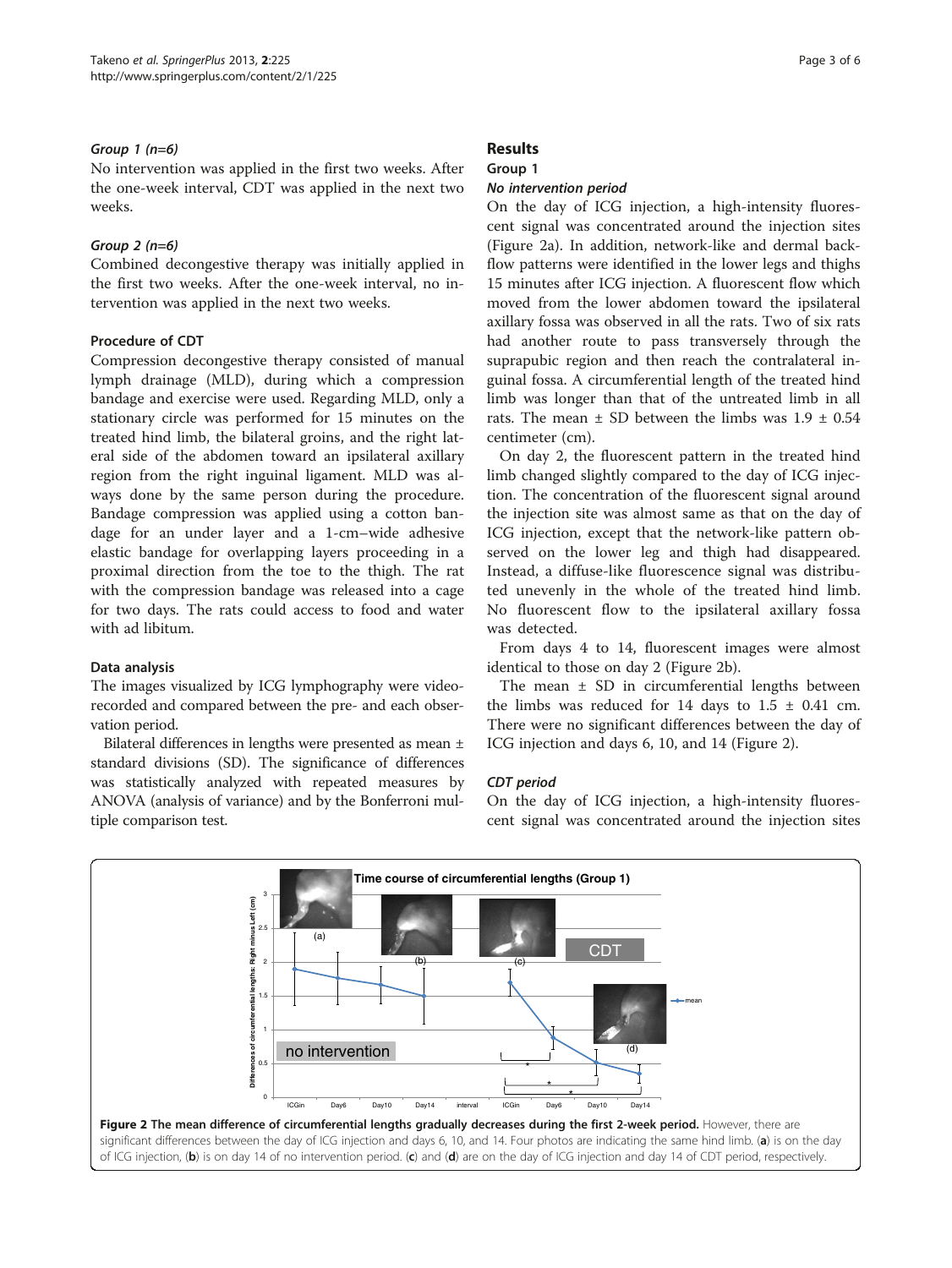#### *Group 1 (n=6)*

No intervention was applied in the first two weeks. After the one-week interval, CDT was applied in the next two weeks.

#### *Group 2 (n=6)*

Combined decongestive therapy was initially applied in the first two weeks. After the one-week interval, no intervention was applied in the next two weeks.

### Procedure of CDT

Compression decongestive therapy consisted of manual lymph drainage (MLD), during which a compression bandage and exercise were used. Regarding MLD, only a stationary circle was performed for 15 minutes on the treated hind limb, the bilateral groins, and the right lateral side of the abdomen toward an ipsilateral axillary region from the right inguinal ligament. MLD was always done by the same person during the procedure. Bandage compression was applied using a cotton bandage for an under layer and a 1-cm–wide adhesive elastic bandage for overlapping layers proceeding in a proximal direction from the toe to the thigh. The rat with the compression bandage was released into a cage for two days. The rats could access to food and water with ad libitum.

### Data analysis

The images visualized by ICG lymphography were video-recorded and compared between the pre- and each observation period.

Bilateral differences in lengths were presented as mean ± standard divisions (SD). The significance of differences was statistically analyzed with repeated measures by ANOVA (analysis of variance) and by the Bonferroni multiple comparison test.

## Results

### Group 1

#### *No intervention period*

On the day of ICG injection, a high-intensity fluorescent signal was concentrated around the injection sites (Figure 2a). In addition, network-like and dermal backflow patterns were identified in the lower legs and thighs 15 minutes after ICG injection. A fluorescent flow which moved from the lower abdomen toward the ipsilateral axillary fossa was observed in all the rats. Two of six rats had another route to pass transversely through the suprapubic region and then reach the contralateral inguinal fossa. A circumferential length of the treated hind limb was longer than that of the untreated limb in all rats. The mean ± SD between the limbs was 1.9 ± 0.54 centimeter (cm).

On day 2, the fluorescent pattern in the treated hind limb changed slightly compared to the day of ICG injection. The concentration of the fluorescent signal around the injection site was almost same as that on the day of ICG injection, except that the network-like pattern observed on the lower leg and thigh had disappeared. Instead, a diffuse-like fluorescence signal was distributed unevenly in the whole of the treated hind limb. No fluorescent flow to the ipsilateral axillary fossa was detected.

From days 4 to 14, fluorescent images were almost identical to those on day 2 (Figure 2b).

The mean ± SD in circumferential lengths between the limbs was reduced for 14 days to 1.5 ± 0.41 cm. There were no significant differences between the day of ICG injection and days 6, 10, and 14 (Figure 2).

#### *CDT period*

On the day of ICG injection, a high-intensity fluorescent signal was concentrated around the injection sites

**Figure 2 The mean difference of circumferential lengths gradually decreases during the first 2-week period.** However, there are significant differences between the day of ICG injection and days 6, 10, and 14. Four photos are indicating the same hind limb. (**a**) is on the day of ICG injection, (**b**) is on day 14 of no intervention period. (**c**) and (**d**) are on the day of ICG injection and day 14 of CDT period, respectively.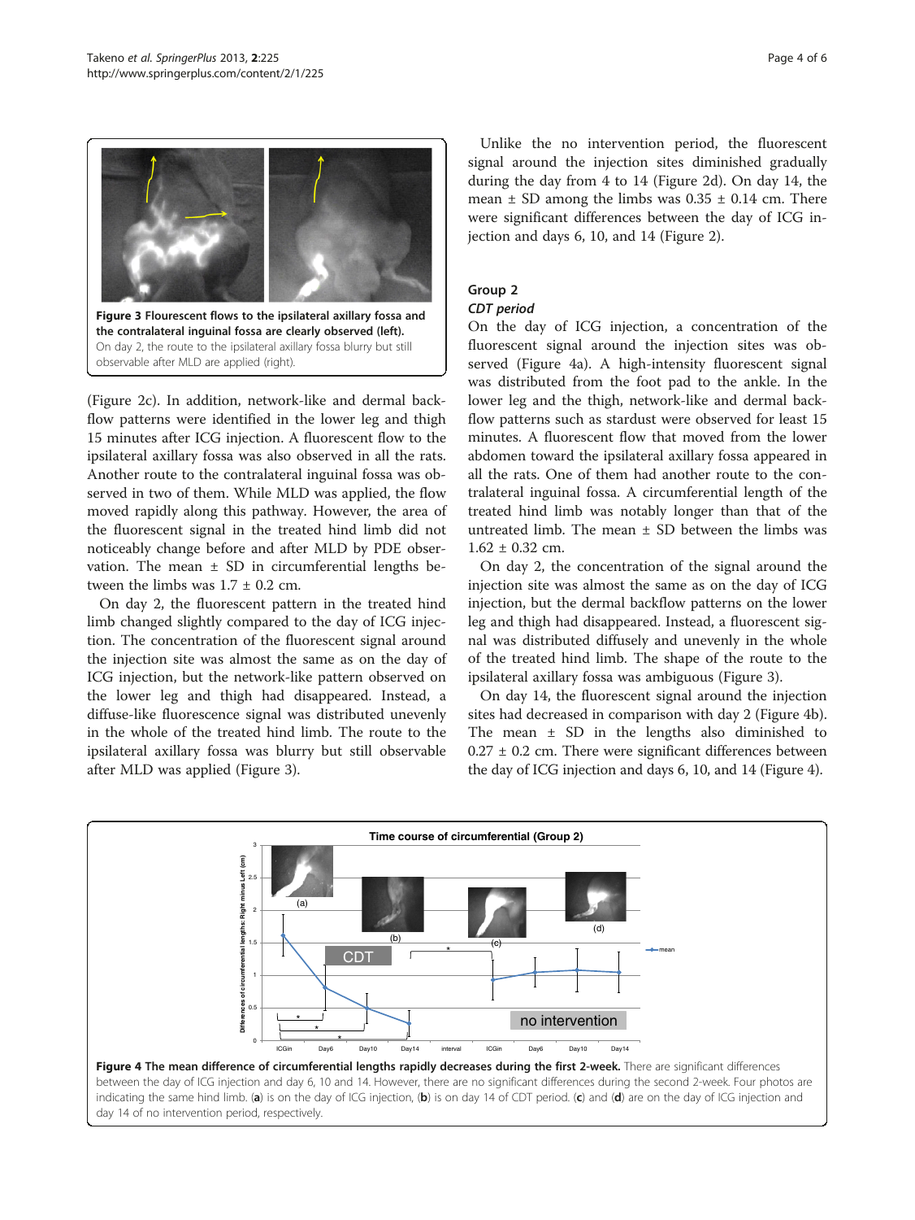Figure 3 Flourescent flows to the ipsilateral axillary fossa and the contralateral inguinal fossa are clearly observed (left). On day 2, the route to the ipsilateral axillary fossa blurry but still observable after MLD are applied (right).

(Figure 2c). In addition, network-like and dermal backflow patterns were identified in the lower leg and thigh 15 minutes after ICG injection. A fluorescent flow to the ipsilateral axillary fossa was also observed in all the rats. Another route to the contralateral inguinal fossa was observed in two of them. While MLD was applied, the flow moved rapidly along this pathway. However, the area of the fluorescent signal in the treated hind limb did not noticeably change before and after MLD by PDE observation. The mean ± SD in circumferential lengths between the limbs was 1.7 ± 0.2 cm.

On day 2, the fluorescent pattern in the treated hind limb changed slightly compared to the day of ICG injection. The concentration of the fluorescent signal around the injection site was almost the same as on the day of ICG injection, but the network-like pattern observed on the lower leg and thigh had disappeared. Instead, a diffuse-like fluorescence signal was distributed unevenly in the whole of the treated hind limb. The route to the ipsilateral axillary fossa was blurry but still observable after MLD was applied (Figure 3).

Unlike the no intervention period, the fluorescent signal around the injection sites diminished gradually during the day from 4 to 14 (Figure 2d). On day 14, the mean ± SD among the limbs was 0.35 ± 0.14 cm. There were significant differences between the day of ICG injection and days 6, 10, and 14 (Figure 2).

## Group 2

### *CDT period*

On the day of ICG injection, a concentration of the fluorescent signal around the injection sites was observed (Figure 4a). A high-intensity fluorescent signal was distributed from the foot pad to the ankle. In the lower leg and the thigh, network-like and dermal backflow patterns such as stardust were observed for least 15 minutes. A fluorescent flow that moved from the lower abdomen toward the ipsilateral axillary fossa appeared in all the rats. One of them had another route to the contralateral inguinal fossa. A circumferential length of the treated hind limb was notably longer than that of the untreated limb. The mean ± SD between the limbs was 1.62 ± 0.32 cm.

On day 2, the concentration of the signal around the injection site was almost the same as on the day of ICG injection, but the dermal backflow patterns on the lower leg and thigh had disappeared. Instead, a fluorescent signal was distributed diffusely and unevenly in the whole of the treated hind limb. The shape of the route to the ipsilateral axillary fossa was ambiguous (Figure 3).

On day 14, the fluorescent signal around the injection sites had decreased in comparison with day 2 (Figure 4b). The mean ± SD in the lengths also diminished to 0.27 ± 0.2 cm. There were significant differences between the day of ICG injection and days 6, 10, and 14 (Figure 4).

Figure 4 The mean difference of circumferential lengths rapidly decreases during the first 2-week. There are significant differences between the day of ICG injection and day 6, 10 and 14. However, there are no significant differences during the second 2-week. Four photos are indicating the same hind limb. (a) is on the day of ICG injection, (b) is on day 14 of CDT period. (c) and (d) are on the day of ICG injection and day 14 of no intervention period, respectively.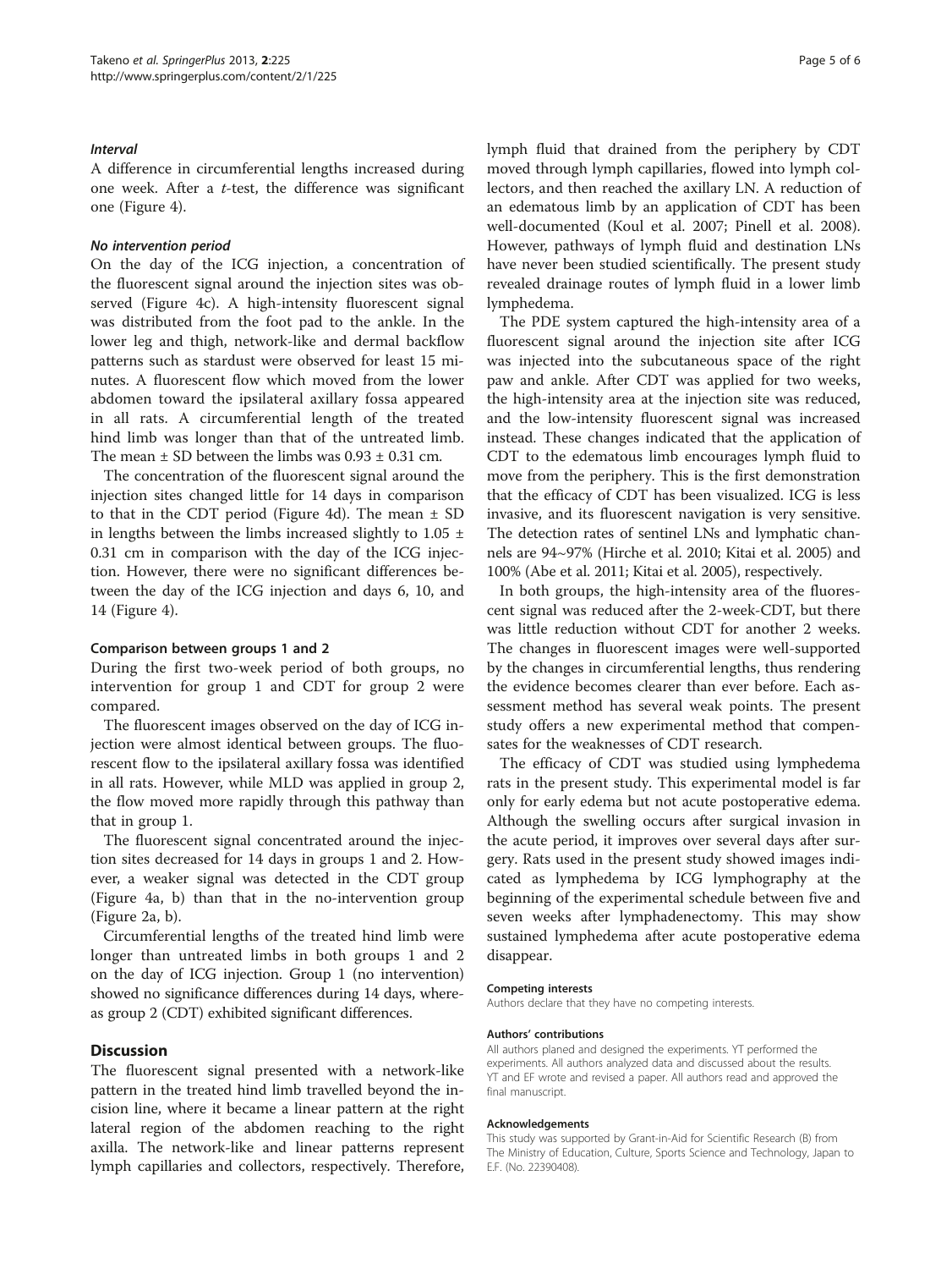#### *Interval*

A difference in circumferential lengths increased during one week. After a *t*-test, the difference was significant one (Figure 4).

#### *No intervention period*

On the day of the ICG injection, a concentration of the fluorescent signal around the injection sites was observed (Figure 4c). A high-intensity fluorescent signal was distributed from the foot pad to the ankle. In the lower leg and thigh, network-like and dermal backflow patterns such as stardust were observed for least 15 minutes. A fluorescent flow which moved from the lower abdomen toward the ipsilateral axillary fossa appeared in all rats. A circumferential length of the treated hind limb was longer than that of the untreated limb. The mean ± SD between the limbs was 0.93 ± 0.31 cm.

The concentration of the fluorescent signal around the injection sites changed little for 14 days in comparison to that in the CDT period (Figure 4d). The mean ± SD in lengths between the limbs increased slightly to 1.05 ± 0.31 cm in comparison with the day of the ICG injection. However, there were no significant differences between the day of the ICG injection and days 6, 10, and 14 (Figure 4).

### Comparison between groups 1 and 2

During the first two-week period of both groups, no intervention for group 1 and CDT for group 2 were compared.

The fluorescent images observed on the day of ICG injection were almost identical between groups. The fluorescent flow to the ipsilateral axillary fossa was identified in all rats. However, while MLD was applied in group 2, the flow moved more rapidly through this pathway than that in group 1.

The fluorescent signal concentrated around the injection sites decreased for 14 days in groups 1 and 2. However, a weaker signal was detected in the CDT group (Figure 4a, b) than that in the no-intervention group (Figure 2a, b).

Circumferential lengths of the treated hind limb were longer than untreated limbs in both groups 1 and 2 on the day of ICG injection. Group 1 (no intervention) showed no significance differences during 14 days, whereas group 2 (CDT) exhibited significant differences.

## Discussion

The fluorescent signal presented with a network-like pattern in the treated hind limb travelled beyond the incision line, where it became a linear pattern at the right lateral region of the abdomen reaching to the right axilla. The network-like and linear patterns represent lymph capillaries and collectors, respectively. Therefore, lymph fluid that drained from the periphery by CDT moved through lymph capillaries, flowed into lymph collectors, and then reached the axillary LN. A reduction of an edematous limb by an application of CDT has been well-documented (Koul et al. 2007; Pinell et al. 2008). However, pathways of lymph fluid and destination LNs have never been studied scientifically. The present study revealed drainage routes of lymph fluid in a lower limb lymphedema.

The PDE system captured the high-intensity area of a fluorescent signal around the injection site after ICG was injected into the subcutaneous space of the right paw and ankle. After CDT was applied for two weeks, the high-intensity area at the injection site was reduced, and the low-intensity fluorescent signal was increased instead. These changes indicated that the application of CDT to the edematous limb encourages lymph fluid to move from the periphery. This is the first demonstration that the efficacy of CDT has been visualized. ICG is less invasive, and its fluorescent navigation is very sensitive. The detection rates of sentinel LNs and lymphatic channels are 94~97% (Hirche et al. 2010; Kitai et al. 2005) and 100% (Abe et al. 2011; Kitai et al. 2005), respectively.

In both groups, the high-intensity area of the fluorescent signal was reduced after the 2-week-CDT, but there was little reduction without CDT for another 2 weeks. The changes in fluorescent images were well-supported by the changes in circumferential lengths, thus rendering the evidence becomes clearer than ever before. Each assessment method has several weak points. The present study offers a new experimental method that compensates for the weaknesses of CDT research.

The efficacy of CDT was studied using lymphedema rats in the present study. This experimental model is far only for early edema but not acute postoperative edema. Although the swelling occurs after surgical invasion in the acute period, it improves over several days after surgery. Rats used in the present study showed images indicated as lymphedema by ICG lymphography at the beginning of the experimental schedule between five and seven weeks after lymphadenectomy. This may show sustained lymphedema after acute postoperative edema disappear.

#### Competing interests

Authors declare that they have no competing interests.

#### Authors' contributions

All authors planed and designed the experiments. YT performed the experiments. All authors analyzed data and discussed about the results. YT and EF wrote and revised a paper. All authors read and approved the final manuscript.

#### Acknowledgements

This study was supported by Grant-in-Aid for Scientific Research (B) from The Ministry of Education, Culture, Sports Science and Technology, Japan to E.F. (No. 22390408).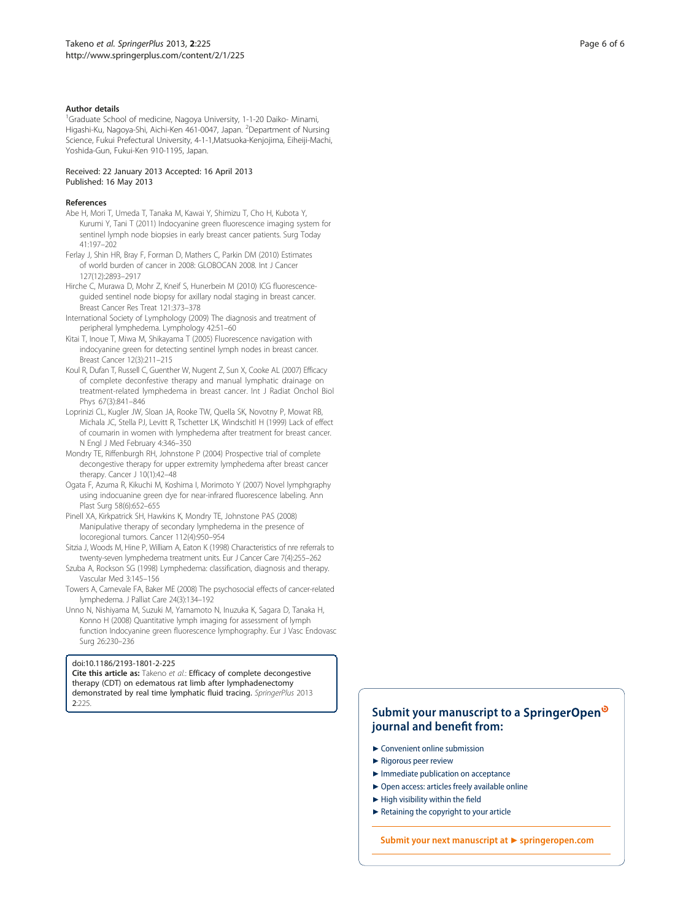#### Author details

[1]Graduate School of medicine, Nagoya University, 1-1-20 Daiko- Minami, Higashi-Ku, Nagoya-Shi, Aichi-Ken 461-0047, Japan. [2]Department of Nursing Science, Fukui Prefectural University, 4-1-1,Matsuoka-Kenjojima, Eiheiji-Machi, Yoshida-Gun, Fukui-Ken 910-1195, Japan.

Received: 22 January 2013 Accepted: 16 April 2013
Published: 16 May 2013

#### References

Abe H, Mori T, Umeda T, Tanaka M, Kawai Y, Shimizu T, Cho H, Kubota Y, Kurumi Y, Tani T (2011) Indocyanine green fluorescence imaging system for sentinel lymph node biopsies in early breast cancer patients. Surg Today 41:197–202

Ferlay J, Shin HR, Bray F, Forman D, Mathers C, Parkin DM (2010) Estimates of world burden of cancer in 2008: GLOBOCAN 2008. Int J Cancer 127(12):2893–2917

Hirche C, Murawa D, Mohr Z, Kneif S, Hunerbein M (2010) ICG fluorescence-guided sentinel node biopsy for axillary nodal staging in breast cancer. Breast Cancer Res Treat 121:373–378

International Society of Lymphology (2009) The diagnosis and treatment of peripheral lymphedema. Lymphology 42:51–60

Kitai T, Inoue T, Miwa M, Shikayama T (2005) Fluorescence navigation with indocyanine green for detecting sentinel lymph nodes in breast cancer. Breast Cancer 12(3):211–215

Koul R, Dufan T, Russell C, Guenther W, Nugent Z, Sun X, Cooke AL (2007) Efficacy of complete deconfestive therapy and manual lymphatic drainage on treatment-related lymphedema in breast cancer. Int J Radiat Onchol Biol Phys 67(3):841–846

Loprinizi CL, Kugler JW, Sloan JA, Rooke TW, Quella SK, Novotny P, Mowat RB, Michala JC, Stella PJ, Levitt R, Tschetter LK, Windschitl H (1999) Lack of effect of coumarin in women with lymphedema after treatment for breast cancer. N Engl J Med February 4:346–350

Mondry TE, Riffenburgh RH, Johnstone P (2004) Prospective trial of complete decongestive therapy for upper extremity lymphedema after breast cancer therapy. Cancer J 10(1):42–48

Ogata F, Azuma R, Kikuchi M, Koshima I, Morimoto Y (2007) Novel lymphgraphy using indocuanine green dye for near-infrared fluorescence labeling. Ann Plast Surg 58(6):652–655

Pinell XA, Kirkpatrick SH, Hawkins K, Mondry TE, Johnstone PAS (2008) Manipulative therapy of secondary lymphedema in the presence of locoregional tumors. Cancer 112(4):950–954

Sitzia J, Woods M, Hine P, William A, Eaton K (1998) Characteristics of nre referrals to twenty-seven lymphedema treatment units. Eur J Cancer Care 7(4):255–262

Szuba A, Rockson SG (1998) Lymphedema: classification, diagnosis and therapy. Vascular Med 3:145–156

Towers A, Carnevale FA, Baker ME (2008) The psychosocial effects of cancer-related lymphedema. J Palliat Care 24(3):134–192

Unno N, Nishiyama M, Suzuki M, Yamamoto N, Inuzuka K, Sagara D, Tanaka H, Konno H (2008) Quantitative lymph imaging for assessment of lymph function Indocyanine green fluorescence lymphography. Eur J Vasc Endovasc Surg 26:230–236

doi:10.1186/2193-1801-2-225
**Cite this article as:** Takeno *et al.*: Efficacy of complete decongestive therapy (CDT) on edematous rat limb after lymphadenectomy demonstrated by real time lymphatic fluid tracing. *SpringerPlus* 2013 **2**:225.

**Submit your manuscript to a SpringerOpen journal and benefit from:**

- ► Convenient online submission
- ► Rigorous peer review
- ► Immediate publication on acceptance
- ► Open access: articles freely available online
- ► High visibility within the field
- ► Retaining the copyright to your article

**Submit your next manuscript at ► springeropen.com**